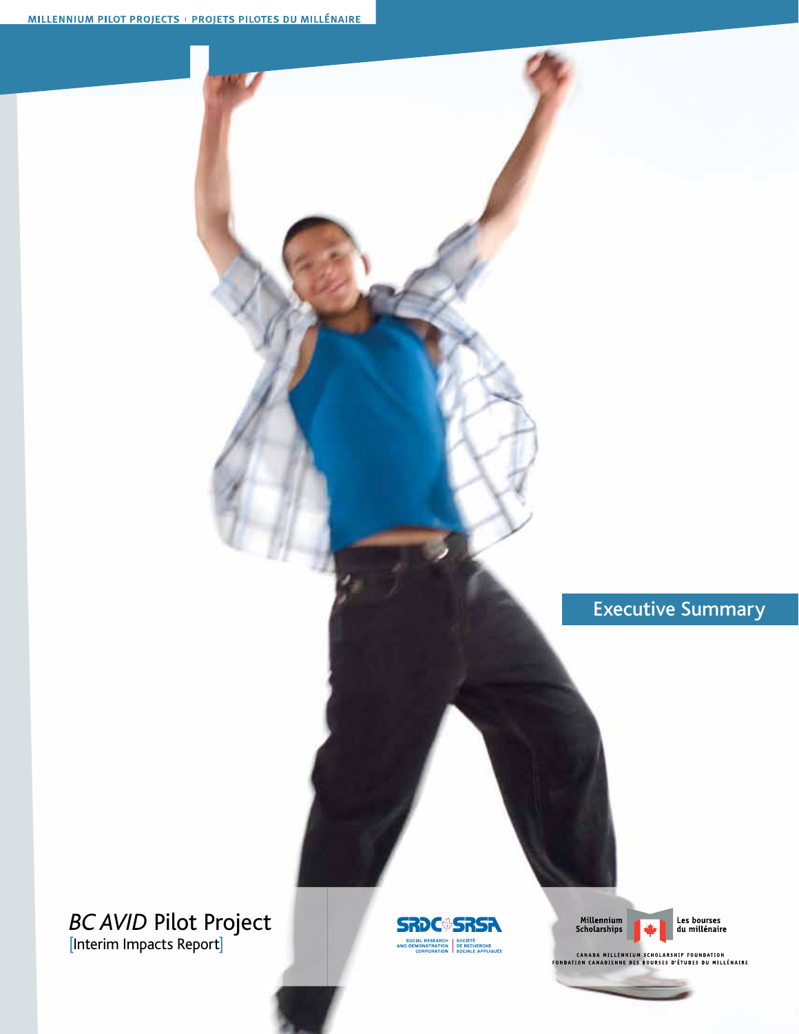MILLENNIUM PILOT PROJECTS | PROJETS PILOTES DU MILLÉNAIRE

## Executive Summary

# *BC AVID* Pilot Project

[Interim Impacts Report]

SRDC SRSA
SOCIAL RESEARCH AND DEMONSTRATION CORPORATION | SOCIÉTÉ DE RECHERCHE SOCIALE APPLIQUÉE

Millennium Scholarships | Les bourses du millénaire

CANADA MILLENNIUM SCHOLARSHIP FOUNDATION
FONDATION CANADIENNE DES BOURSES D'ÉTUDES DU MILLÉNAIRE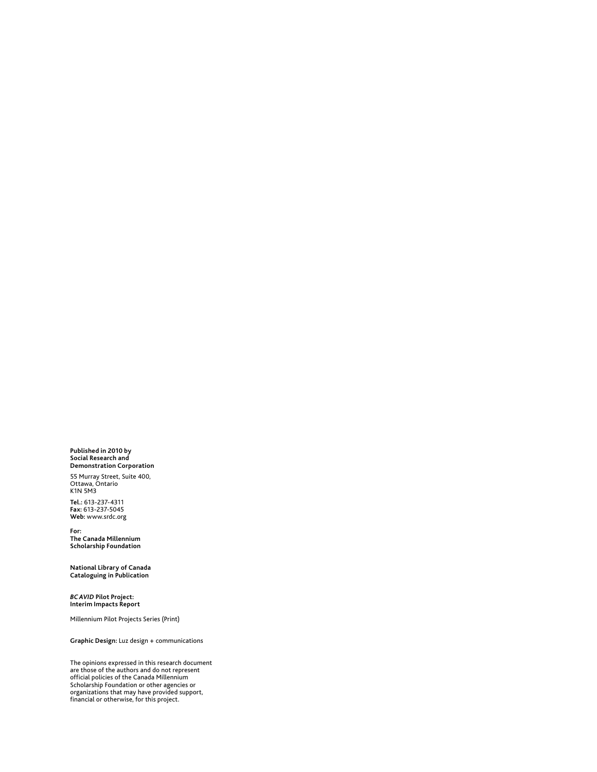**Published in 2010 by**
**Social Research and**
**Demonstration Corporation**

55 Murray Street, Suite 400,
Ottawa, Ontario
K1N 5M3

**Tel.:** 613-237-4311
**Fax:** 613-237-5045
**Web:** www.srdc.org

**For:**
**The Canada Millennium**
**Scholarship Foundation**

**National Library of Canada**
**Cataloguing in Publication**

***BC AVID*** **Pilot Project:**
**Interim Impacts Report**

Millennium Pilot Projects Series (Print)

**Graphic Design:** Luz design + communications

The opinions expressed in this research document are those of the authors and do not represent official policies of the Canada Millennium Scholarship Foundation or other agencies or organizations that may have provided support, financial or otherwise, for this project.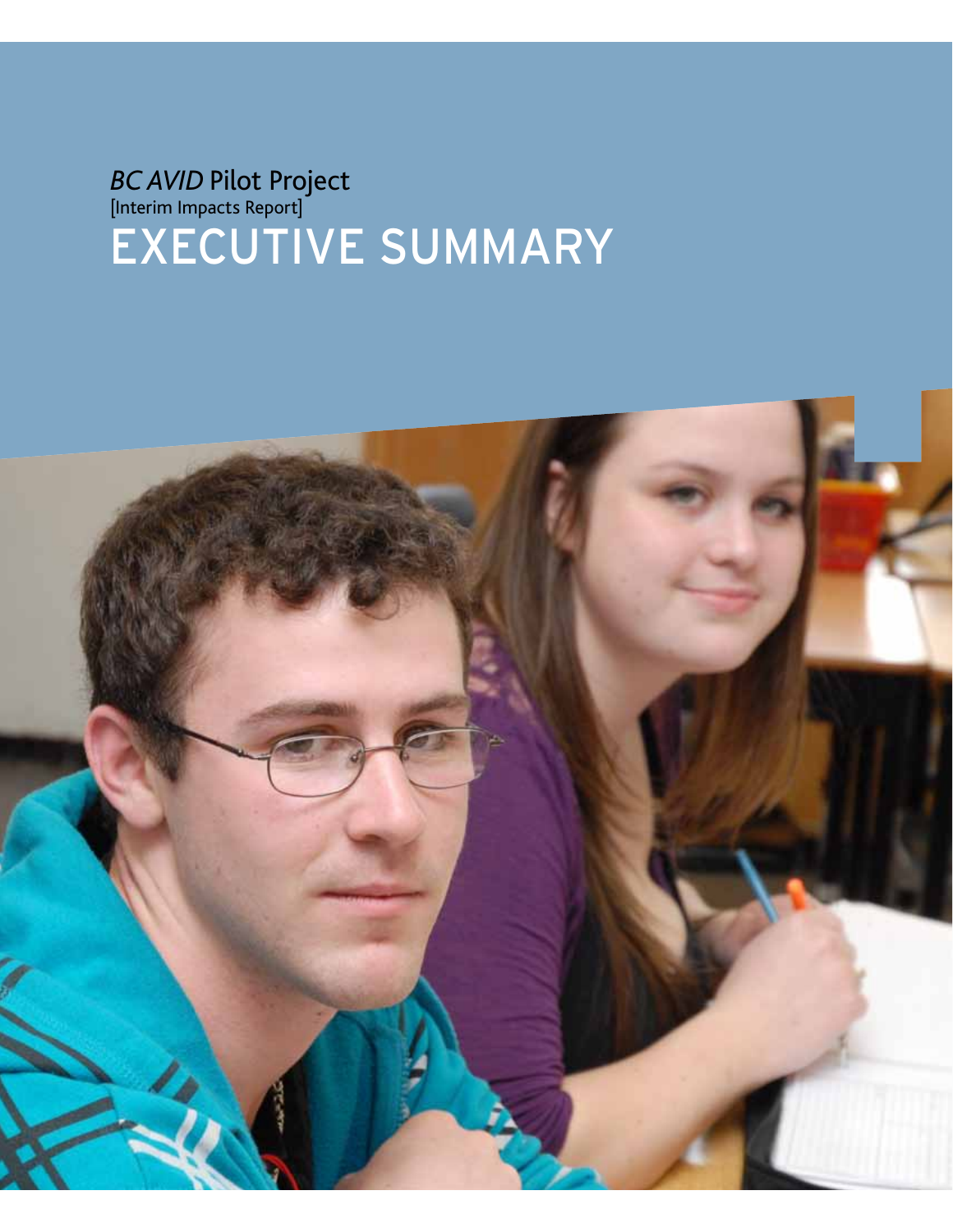*BC AVID* Pilot Project

[Interim Impacts Report]

# EXECUTIVE SUMMARY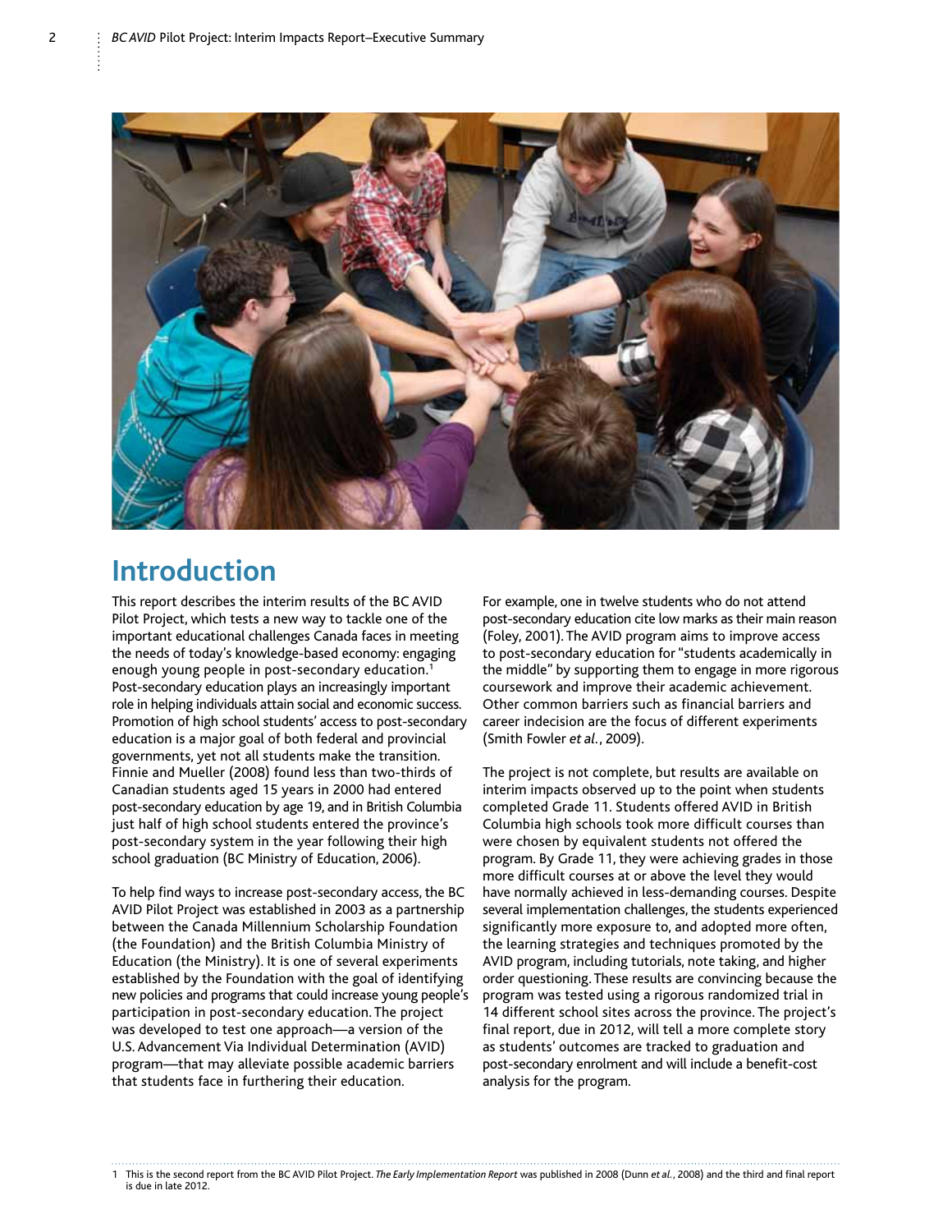# Introduction

This report describes the interim results of the BC AVID Pilot Project, which tests a new way to tackle one of the important educational challenges Canada faces in meeting the needs of today's knowledge-based economy: engaging enough young people in post-secondary education.[1] Post-secondary education plays an increasingly important role in helping individuals attain social and economic success. Promotion of high school students' access to post-secondary education is a major goal of both federal and provincial governments, yet not all students make the transition. Finnie and Mueller (2008) found less than two-thirds of Canadian students aged 15 years in 2000 had entered post-secondary education by age 19, and in British Columbia just half of high school students entered the province's post-secondary system in the year following their high school graduation (BC Ministry of Education, 2006).

To help find ways to increase post-secondary access, the BC AVID Pilot Project was established in 2003 as a partnership between the Canada Millennium Scholarship Foundation (the Foundation) and the British Columbia Ministry of Education (the Ministry). It is one of several experiments established by the Foundation with the goal of identifying new policies and programs that could increase young people's participation in post-secondary education. The project was developed to test one approach—a version of the U.S. Advancement Via Individual Determination (AVID) program—that may alleviate possible academic barriers that students face in furthering their education.

For example, one in twelve students who do not attend post-secondary education cite low marks as their main reason (Foley, 2001). The AVID program aims to improve access to post-secondary education for "students academically in the middle" by supporting them to engage in more rigorous coursework and improve their academic achievement. Other common barriers such as financial barriers and career indecision are the focus of different experiments (Smith Fowler *et al.*, 2009).

The project is not complete, but results are available on interim impacts observed up to the point when students completed Grade 11. Students offered AVID in British Columbia high schools took more difficult courses than were chosen by equivalent students not offered the program. By Grade 11, they were achieving grades in those more difficult courses at or above the level they would have normally achieved in less-demanding courses. Despite several implementation challenges, the students experienced significantly more exposure to, and adopted more often, the learning strategies and techniques promoted by the AVID program, including tutorials, note taking, and higher order questioning. These results are convincing because the program was tested using a rigorous randomized trial in 14 different school sites across the province. The project's final report, due in 2012, will tell a more complete story as students' outcomes are tracked to graduation and post-secondary enrolment and will include a benefit-cost analysis for the program.

1 This is the second report from the BC AVID Pilot Project. *The Early Implementation Report* was published in 2008 (Dunn *et al.*, 2008) and the third and final report is due in late 2012.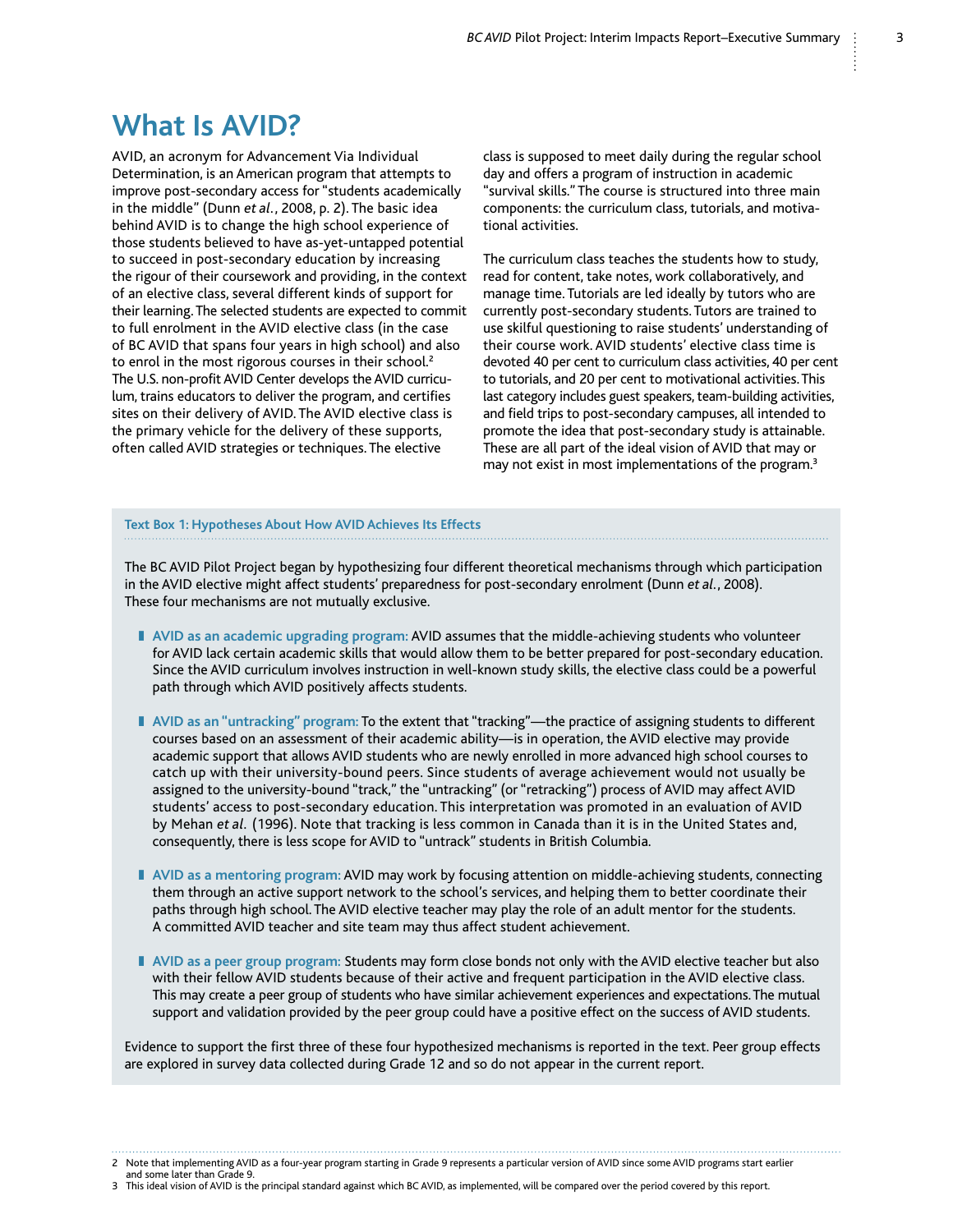# What Is AVID?

AVID, an acronym for Advancement Via Individual Determination, is an American program that attempts to improve post-secondary access for "students academically in the middle" (Dunn *et al.*, 2008, p. 2). The basic idea behind AVID is to change the high school experience of those students believed to have as-yet-untapped potential to succeed in post-secondary education by increasing the rigour of their coursework and providing, in the context of an elective class, several different kinds of support for their learning. The selected students are expected to commit to full enrolment in the AVID elective class (in the case of BC AVID that spans four years in high school) and also to enrol in the most rigorous courses in their school.[2] The U.S. non-profit AVID Center develops the AVID curriculum, trains educators to deliver the program, and certifies sites on their delivery of AVID. The AVID elective class is the primary vehicle for the delivery of these supports, often called AVID strategies or techniques. The elective class is supposed to meet daily during the regular school day and offers a program of instruction in academic "survival skills." The course is structured into three main components: the curriculum class, tutorials, and motivational activities.

The curriculum class teaches the students how to study, read for content, take notes, work collaboratively, and manage time. Tutorials are led ideally by tutors who are currently post-secondary students. Tutors are trained to use skilful questioning to raise students' understanding of their course work. AVID students' elective class time is devoted 40 per cent to curriculum class activities, 40 per cent to tutorials, and 20 per cent to motivational activities. This last category includes guest speakers, team-building activities, and field trips to post-secondary campuses, all intended to promote the idea that post-secondary study is attainable. These are all part of the ideal vision of AVID that may or may not exist in most implementations of the program.[3]

**Text Box 1: Hypotheses About How AVID Achieves Its Effects**

The BC AVID Pilot Project began by hypothesizing four different theoretical mechanisms through which participation in the AVID elective might affect students' preparedness for post-secondary enrolment (Dunn *et al.*, 2008). These four mechanisms are not mutually exclusive.

- **AVID as an academic upgrading program:** AVID assumes that the middle-achieving students who volunteer for AVID lack certain academic skills that would allow them to be better prepared for post-secondary education. Since the AVID curriculum involves instruction in well-known study skills, the elective class could be a powerful path through which AVID positively affects students.
- **AVID as an "untracking" program:** To the extent that "tracking"—the practice of assigning students to different courses based on an assessment of their academic ability—is in operation, the AVID elective may provide academic support that allows AVID students who are newly enrolled in more advanced high school courses to catch up with their university-bound peers. Since students of average achievement would not usually be assigned to the university-bound "track," the "untracking" (or "retracking") process of AVID may affect AVID students' access to post-secondary education. This interpretation was promoted in an evaluation of AVID by Mehan *et al*. (1996). Note that tracking is less common in Canada than it is in the United States and, consequently, there is less scope for AVID to "untrack" students in British Columbia.
- **AVID as a mentoring program:** AVID may work by focusing attention on middle-achieving students, connecting them through an active support network to the school's services, and helping them to better coordinate their paths through high school. The AVID elective teacher may play the role of an adult mentor for the students. A committed AVID teacher and site team may thus affect student achievement.
- **AVID as a peer group program:** Students may form close bonds not only with the AVID elective teacher but also with their fellow AVID students because of their active and frequent participation in the AVID elective class. This may create a peer group of students who have similar achievement experiences and expectations. The mutual support and validation provided by the peer group could have a positive effect on the success of AVID students.

Evidence to support the first three of these four hypothesized mechanisms is reported in the text. Peer group effects are explored in survey data collected during Grade 12 and so do not appear in the current report.

---

2 Note that implementing AVID as a four-year program starting in Grade 9 represents a particular version of AVID since some AVID programs start earlier and some later than Grade 9.

3 This ideal vision of AVID is the principal standard against which BC AVID, as implemented, will be compared over the period covered by this report.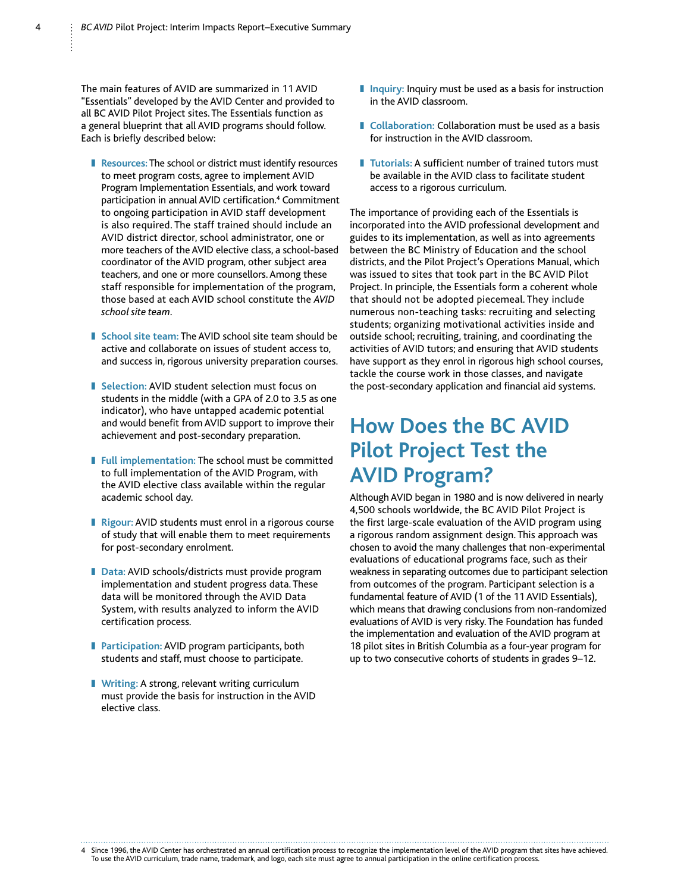The main features of AVID are summarized in 11 AVID "Essentials" developed by the AVID Center and provided to all BC AVID Pilot Project sites. The Essentials function as a general blueprint that all AVID programs should follow. Each is briefly described below:

- **Resources:** The school or district must identify resources to meet program costs, agree to implement AVID Program Implementation Essentials, and work toward participation in annual AVID certification.[4] Commitment to ongoing participation in AVID staff development is also required. The staff trained should include an AVID district director, school administrator, one or more teachers of the AVID elective class, a school-based coordinator of the AVID program, other subject area teachers, and one or more counsellors. Among these staff responsible for implementation of the program, those based at each AVID school constitute the *AVID school site team*.
- **School site team:** The AVID school site team should be active and collaborate on issues of student access to, and success in, rigorous university preparation courses.
- **Selection:** AVID student selection must focus on students in the middle (with a GPA of 2.0 to 3.5 as one indicator), who have untapped academic potential and would benefit from AVID support to improve their achievement and post-secondary preparation.
- **Full implementation:** The school must be committed to full implementation of the AVID Program, with the AVID elective class available within the regular academic school day.
- **Rigour:** AVID students must enrol in a rigorous course of study that will enable them to meet requirements for post-secondary enrolment.
- **Data:** AVID schools/districts must provide program implementation and student progress data. These data will be monitored through the AVID Data System, with results analyzed to inform the AVID certification process.
- **Participation:** AVID program participants, both students and staff, must choose to participate.
- **Writing:** A strong, relevant writing curriculum must provide the basis for instruction in the AVID elective class.
- **Inquiry:** Inquiry must be used as a basis for instruction in the AVID classroom.
- **Collaboration:** Collaboration must be used as a basis for instruction in the AVID classroom.
- **Tutorials:** A sufficient number of trained tutors must be available in the AVID class to facilitate student access to a rigorous curriculum.

The importance of providing each of the Essentials is incorporated into the AVID professional development and guides to its implementation, as well as into agreements between the BC Ministry of Education and the school districts, and the Pilot Project's Operations Manual, which was issued to sites that took part in the BC AVID Pilot Project. In principle, the Essentials form a coherent whole that should not be adopted piecemeal. They include numerous non-teaching tasks: recruiting and selecting students; organizing motivational activities inside and outside school; recruiting, training, and coordinating the activities of AVID tutors; and ensuring that AVID students have support as they enrol in rigorous high school courses, tackle the course work in those classes, and navigate the post-secondary application and financial aid systems.

## How Does the BC AVID Pilot Project Test the AVID Program?

Although AVID began in 1980 and is now delivered in nearly 4,500 schools worldwide, the BC AVID Pilot Project is the first large-scale evaluation of the AVID program using a rigorous random assignment design. This approach was chosen to avoid the many challenges that non-experimental evaluations of educational programs face, such as their weakness in separating outcomes due to participant selection from outcomes of the program. Participant selection is a fundamental feature of AVID (1 of the 11 AVID Essentials), which means that drawing conclusions from non-randomized evaluations of AVID is very risky. The Foundation has funded the implementation and evaluation of the AVID program at 18 pilot sites in British Columbia as a four-year program for up to two consecutive cohorts of students in grades 9–12.

---

4 Since 1996, the AVID Center has orchestrated an annual certification process to recognize the implementation level of the AVID program that sites have achieved. To use the AVID curriculum, trade name, trademark, and logo, each site must agree to annual participation in the online certification process.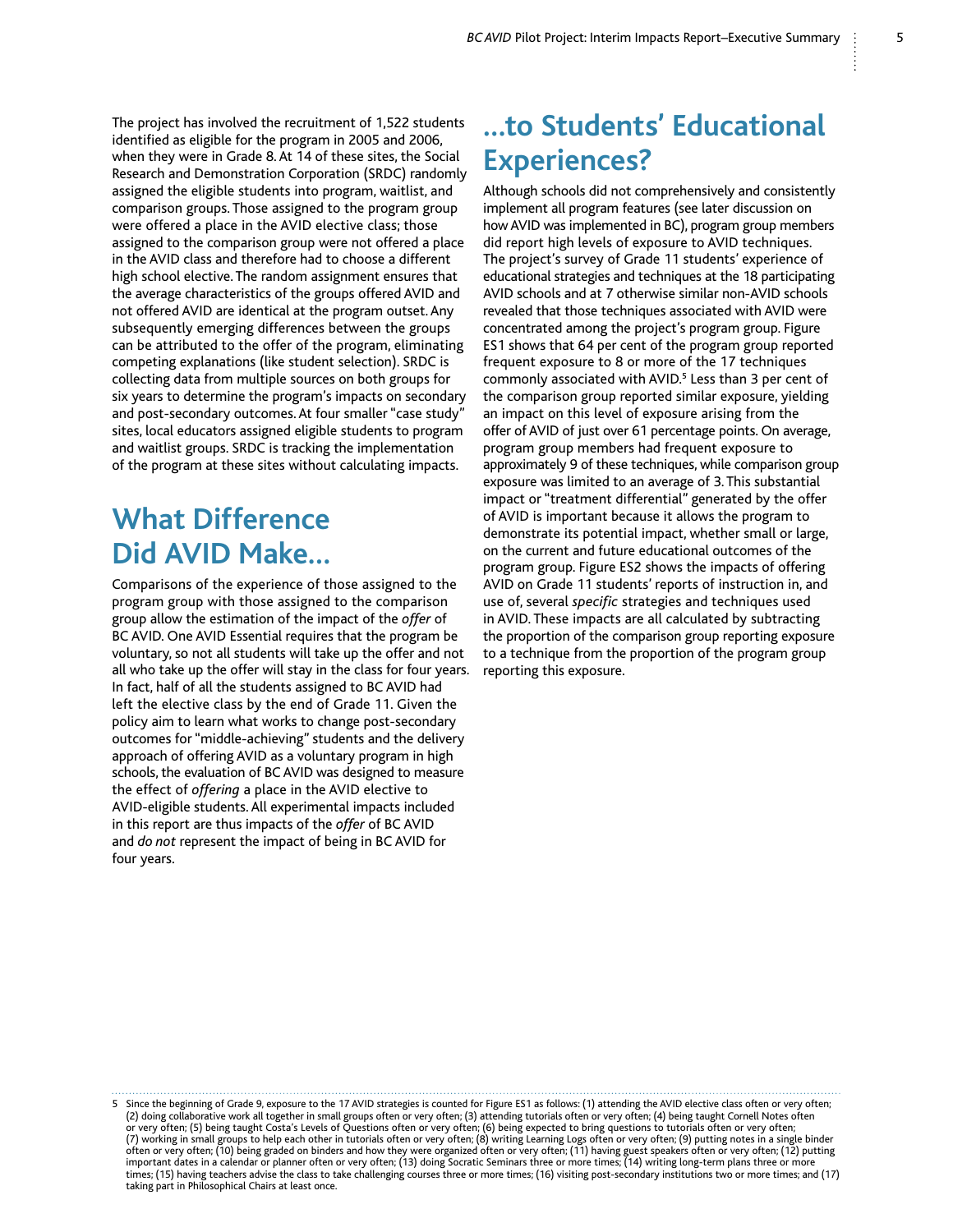The project has involved the recruitment of 1,522 students identified as eligible for the program in 2005 and 2006, when they were in Grade 8. At 14 of these sites, the Social Research and Demonstration Corporation (SRDC) randomly assigned the eligible students into program, waitlist, and comparison groups. Those assigned to the program group were offered a place in the AVID elective class; those assigned to the comparison group were not offered a place in the AVID class and therefore had to choose a different high school elective. The random assignment ensures that the average characteristics of the groups offered AVID and not offered AVID are identical at the program outset. Any subsequently emerging differences between the groups can be attributed to the offer of the program, eliminating competing explanations (like student selection). SRDC is collecting data from multiple sources on both groups for six years to determine the program's impacts on secondary and post-secondary outcomes. At four smaller "case study" sites, local educators assigned eligible students to program and waitlist groups. SRDC is tracking the implementation of the program at these sites without calculating impacts.

## What Difference Did AVID Make...

Comparisons of the experience of those assigned to the program group with those assigned to the comparison group allow the estimation of the impact of the *offer* of BC AVID. One AVID Essential requires that the program be voluntary, so not all students will take up the offer and not all who take up the offer will stay in the class for four years. In fact, half of all the students assigned to BC AVID had left the elective class by the end of Grade 11. Given the policy aim to learn what works to change post-secondary outcomes for "middle-achieving" students and the delivery approach of offering AVID as a voluntary program in high schools, the evaluation of BC AVID was designed to measure the effect of *offering* a place in the AVID elective to AVID-eligible students. All experimental impacts included in this report are thus impacts of the *offer* of BC AVID and *do not* represent the impact of being in BC AVID for four years.

## ...to Students' Educational Experiences?

Although schools did not comprehensively and consistently implement all program features (see later discussion on how AVID was implemented in BC), program group members did report high levels of exposure to AVID techniques. The project's survey of Grade 11 students' experience of educational strategies and techniques at the 18 participating AVID schools and at 7 otherwise similar non-AVID schools revealed that those techniques associated with AVID were concentrated among the project's program group. Figure ES1 shows that 64 per cent of the program group reported frequent exposure to 8 or more of the 17 techniques commonly associated with AVID.[5] Less than 3 per cent of the comparison group reported similar exposure, yielding an impact on this level of exposure arising from the offer of AVID of just over 61 percentage points. On average, program group members had frequent exposure to approximately 9 of these techniques, while comparison group exposure was limited to an average of 3. This substantial impact or "treatment differential" generated by the offer of AVID is important because it allows the program to demonstrate its potential impact, whether small or large, on the current and future educational outcomes of the program group. Figure ES2 shows the impacts of offering AVID on Grade 11 students' reports of instruction in, and use of, several *specific* strategies and techniques used in AVID. These impacts are all calculated by subtracting the proportion of the comparison group reporting exposure to a technique from the proportion of the program group reporting this exposure.

---

5 Since the beginning of Grade 9, exposure to the 17 AVID strategies is counted for Figure ES1 as follows: (1) attending the AVID elective class often or very often; (2) doing collaborative work all together in small groups often or very often; (3) attending tutorials often or very often; (4) being taught Cornell Notes often or very often; (5) being taught Costa's Levels of Questions often or very often; (6) being expected to bring questions to tutorials often or very often; (7) working in small groups to help each other in tutorials often or very often; (8) writing Learning Logs often or very often; (9) putting notes in a single binder often or very often; (10) being graded on binders and how they were organized often or very often; (11) having guest speakers often or very often; (12) putting important dates in a calendar or planner often or very often; (13) doing Socratic Seminars three or more times; (14) writing long-term plans three or more times; (15) having teachers advise the class to take challenging courses three or more times; (16) visiting post-secondary institutions two or more times; and (17) taking part in Philosophical Chairs at least once.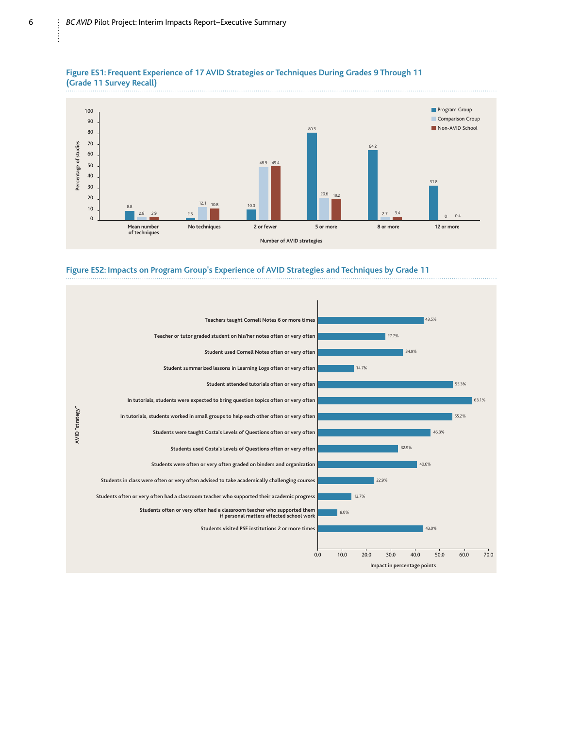## Figure ES1: Frequent Experience of 17 AVID Strategies or Techniques During Grades 9 Through 11 (Grade 11 Survey Recall)

| Number of AVID strategies | Program Group | Comparison Group | Non-AVID School |
|---|---|---|---|
| Mean number of techniques | 8.8 | 2.8 | 2.9 |
| No techniques | 2.3 | 12.1 | 10.8 |
| 2 or fewer | 10.0 | 48.9 | 49.4 |
| 5 or more | 80.3 | 20.6 | 19.2 |
| 8 or more | 64.2 | 2.7 | 3.4 |
| 12 or more | 31.8 | 0 | 0.4 |

Y-axis: Percentage of studies

## Figure ES2: Impacts on Program Group's Experience of AVID Strategies and Techniques by Grade 11

| AVID "strategy" | Impact in percentage points |
|---|---|
| Teachers taught Cornell Notes 6 or more times | 43.5% |
| Teacher or tutor graded student on his/her notes often or very often | 27.7% |
| Student used Cornell Notes often or very often | 34.9% |
| Student summarized lessons in Learning Logs often or very often | 14.7% |
| Student attended tutorials often or very often | 55.3% |
| In tutorials, students were expected to bring question topics often or very often | 63.1% |
| In tutorials, students worked in small groups to help each other often or very often | 55.2% |
| Students were taught Costa's Levels of Questions often or very often | 46.3% |
| Students used Costa's Levels of Questions often or very often | 32.9% |
| Students were often or very often graded on binders and organization | 40.6% |
| Students in class were often or very often advised to take academically challenging courses | 22.9% |
| Students often or very often had a classroom teacher who supported their academic progress | 13.7% |
| Students often or very often had a classroom teacher who supported them if personal matters affected school work | 8.0% |
| Students visited PSE institutions 2 or more times | 43.0% |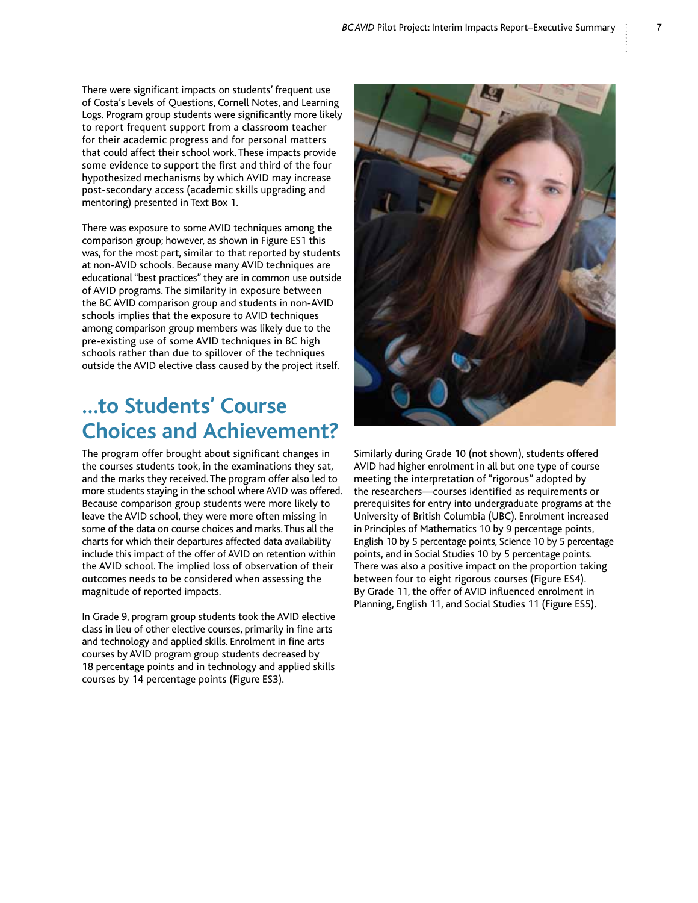There were significant impacts on students' frequent use of Costa's Levels of Questions, Cornell Notes, and Learning Logs. Program group students were significantly more likely to report frequent support from a classroom teacher for their academic progress and for personal matters that could affect their school work. These impacts provide some evidence to support the first and third of the four hypothesized mechanisms by which AVID may increase post-secondary access (academic skills upgrading and mentoring) presented in Text Box 1.

There was exposure to some AVID techniques among the comparison group; however, as shown in Figure ES1 this was, for the most part, similar to that reported by students at non-AVID schools. Because many AVID techniques are educational "best practices" they are in common use outside of AVID programs. The similarity in exposure between the BC AVID comparison group and students in non-AVID schools implies that the exposure to AVID techniques among comparison group members was likely due to the pre-existing use of some AVID techniques in BC high schools rather than due to spillover of the techniques outside the AVID elective class caused by the project itself.

## ...to Students' Course Choices and Achievement?

The program offer brought about significant changes in the courses students took, in the examinations they sat, and the marks they received. The program offer also led to more students staying in the school where AVID was offered. Because comparison group students were more likely to leave the AVID school, they were more often missing in some of the data on course choices and marks. Thus all the charts for which their departures affected data availability include this impact of the offer of AVID on retention within the AVID school. The implied loss of observation of their outcomes needs to be considered when assessing the magnitude of reported impacts.

In Grade 9, program group students took the AVID elective class in lieu of other elective courses, primarily in fine arts and technology and applied skills. Enrolment in fine arts courses by AVID program group students decreased by 18 percentage points and in technology and applied skills courses by 14 percentage points (Figure ES3).

Similarly during Grade 10 (not shown), students offered AVID had higher enrolment in all but one type of course meeting the interpretation of "rigorous" adopted by the researchers—courses identified as requirements or prerequisites for entry into undergraduate programs at the University of British Columbia (UBC). Enrolment increased in Principles of Mathematics 10 by 9 percentage points, English 10 by 5 percentage points, Science 10 by 5 percentage points, and in Social Studies 10 by 5 percentage points. There was also a positive impact on the proportion taking between four to eight rigorous courses (Figure ES4). By Grade 11, the offer of AVID influenced enrolment in Planning, English 11, and Social Studies 11 (Figure ES5).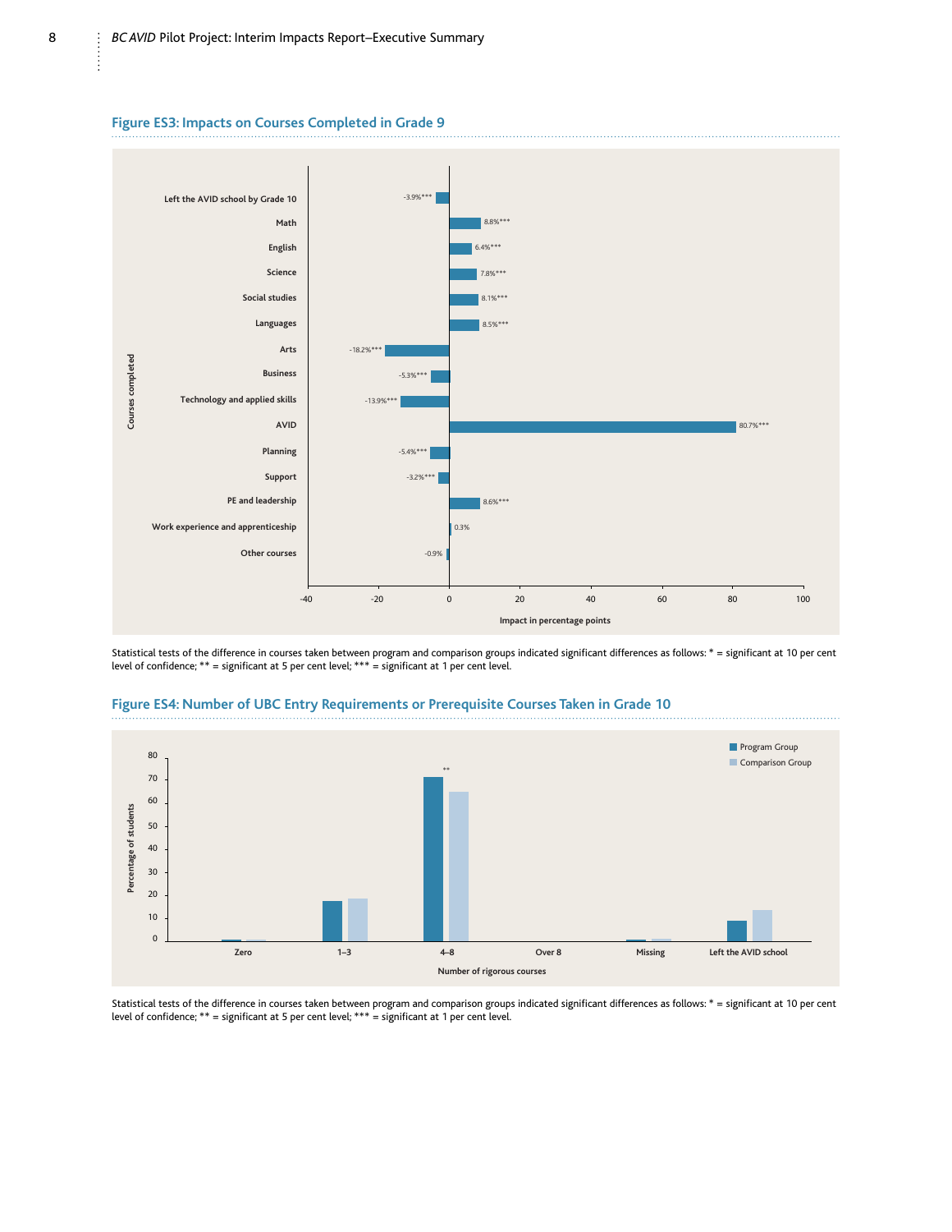## Figure ES3: Impacts on Courses Completed in Grade 9

| Courses completed | Impact in percentage points |
|---|---|
| Left the AVID school by Grade 10 | -3.9%*** |
| Math | 8.8%*** |
| English | 6.4%*** |
| Science | 7.8%*** |
| Social studies | 8.1%*** |
| Languages | 8.5%*** |
| Arts | -18.2%*** |
| Business | -5.3%*** |
| Technology and applied skills | -13.9%*** |
| AVID | 80.7%*** |
| Planning | -5.4%*** |
| Support | -3.2%*** |
| PE and leadership | 8.6%*** |
| Work experience and apprenticeship | 0.3% |
| Other courses | -0.9% |

Statistical tests of the difference in courses taken between program and comparison groups indicated significant differences as follows: * = significant at 10 per cent level of confidence; ** = significant at 5 per cent level; *** = significant at 1 per cent level.

## Figure ES4: Number of UBC Entry Requirements or Prerequisite Courses Taken in Grade 10

Y-axis: Percentage of students (0–80). X-axis: Number of rigorous courses. Legend: Program Group; Comparison Group. Categories: Zero; 1–3; 4–8 (**); Over 8; Missing; Left the AVID school.

Statistical tests of the difference in courses taken between program and comparison groups indicated significant differences as follows: * = significant at 10 per cent level of confidence; ** = significant at 5 per cent level; *** = significant at 1 per cent level.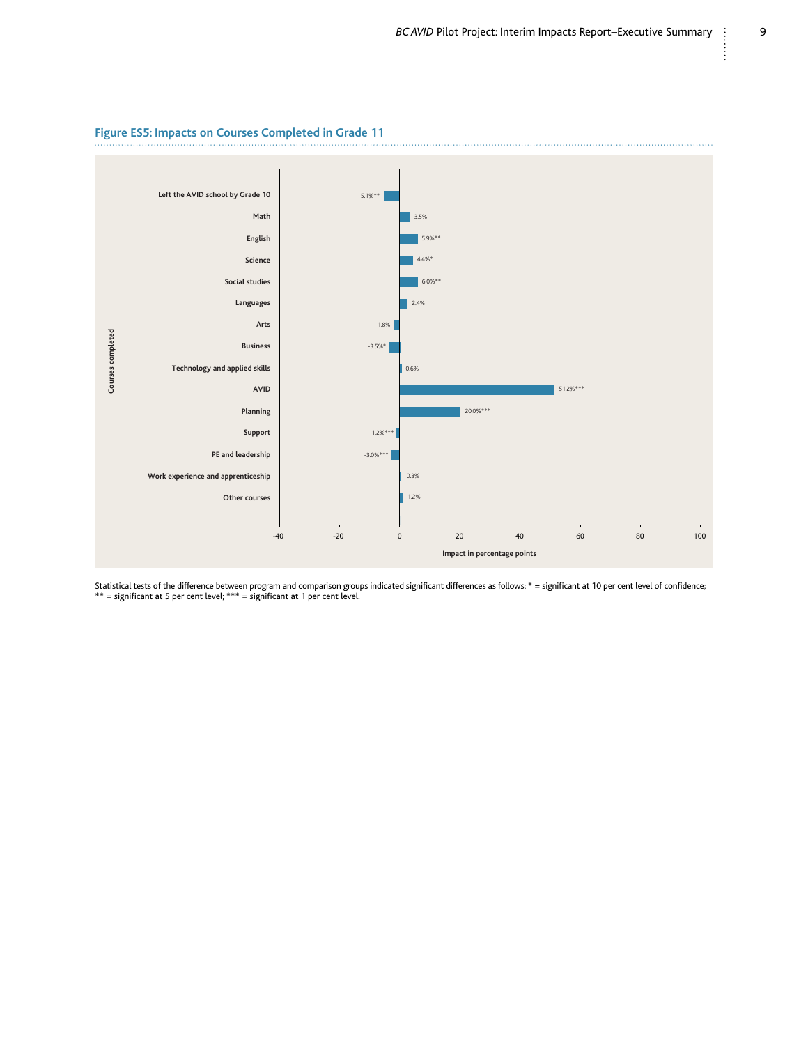## Figure ES5: Impacts on Courses Completed in Grade 11

| Courses completed | Impact in percentage points |
|---|---|
| Left the AVID school by Grade 10 | -5.1%** |
| Math | 3.5% |
| English | 5.9%** |
| Science | 4.4%* |
| Social studies | 6.0%** |
| Languages | 2.4% |
| Arts | -1.8% |
| Business | -3.5%* |
| Technology and applied skills | 0.6% |
| AVID | 51.2%*** |
| Planning | 20.0%*** |
| Support | -1.2%*** |
| PE and leadership | -3.0%*** |
| Work experience and apprenticeship | 0.3% |
| Other courses | 1.2% |

Statistical tests of the difference between program and comparison groups indicated significant differences as follows: * = significant at 10 per cent level of confidence; ** = significant at 5 per cent level; *** = significant at 1 per cent level.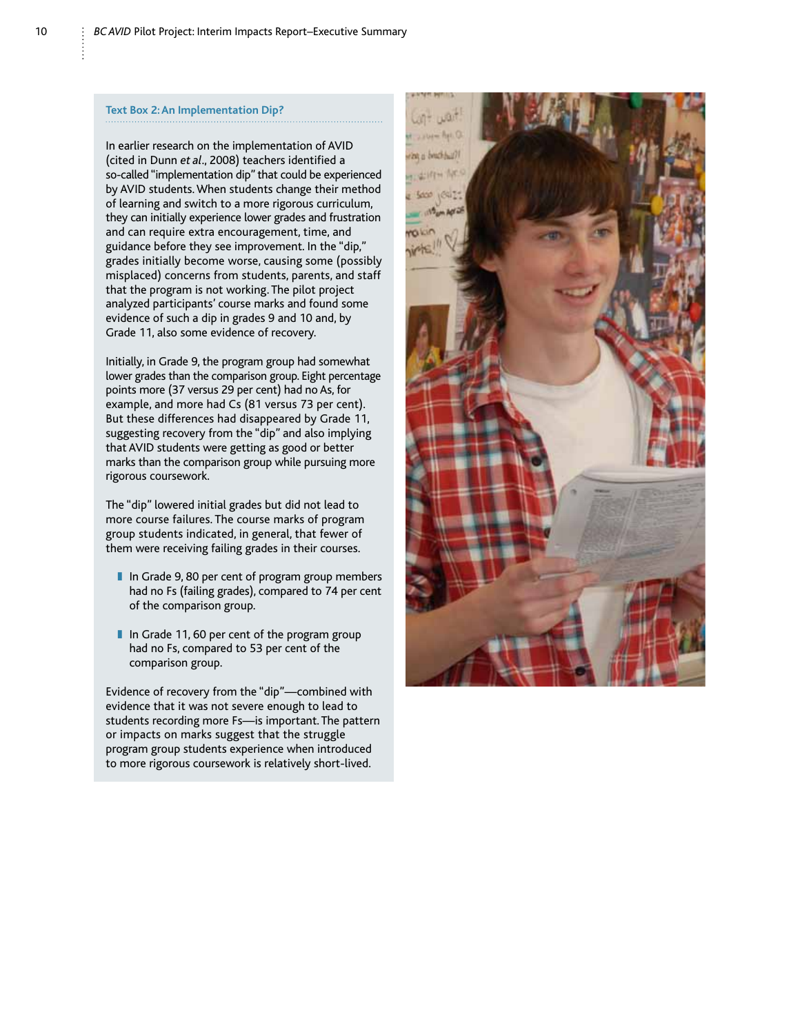### Text Box 2: An Implementation Dip?

In earlier research on the implementation of AVID (cited in Dunn *et al*., 2008) teachers identified a so-called "implementation dip" that could be experienced by AVID students. When students change their method of learning and switch to a more rigorous curriculum, they can initially experience lower grades and frustration and can require extra encouragement, time, and guidance before they see improvement. In the "dip," grades initially become worse, causing some (possibly misplaced) concerns from students, parents, and staff that the program is not working. The pilot project analyzed participants' course marks and found some evidence of such a dip in grades 9 and 10 and, by Grade 11, also some evidence of recovery.

Initially, in Grade 9, the program group had somewhat lower grades than the comparison group. Eight percentage points more (37 versus 29 per cent) had no As, for example, and more had Cs (81 versus 73 per cent). But these differences had disappeared by Grade 11, suggesting recovery from the "dip" and also implying that AVID students were getting as good or better marks than the comparison group while pursuing more rigorous coursework.

The "dip" lowered initial grades but did not lead to more course failures. The course marks of program group students indicated, in general, that fewer of them were receiving failing grades in their courses.

- In Grade 9, 80 per cent of program group members had no Fs (failing grades), compared to 74 per cent of the comparison group.
- In Grade 11, 60 per cent of the program group had no Fs, compared to 53 per cent of the comparison group.

Evidence of recovery from the "dip"—combined with evidence that it was not severe enough to lead to students recording more Fs—is important. The pattern or impacts on marks suggest that the struggle program group students experience when introduced to more rigorous coursework is relatively short-lived.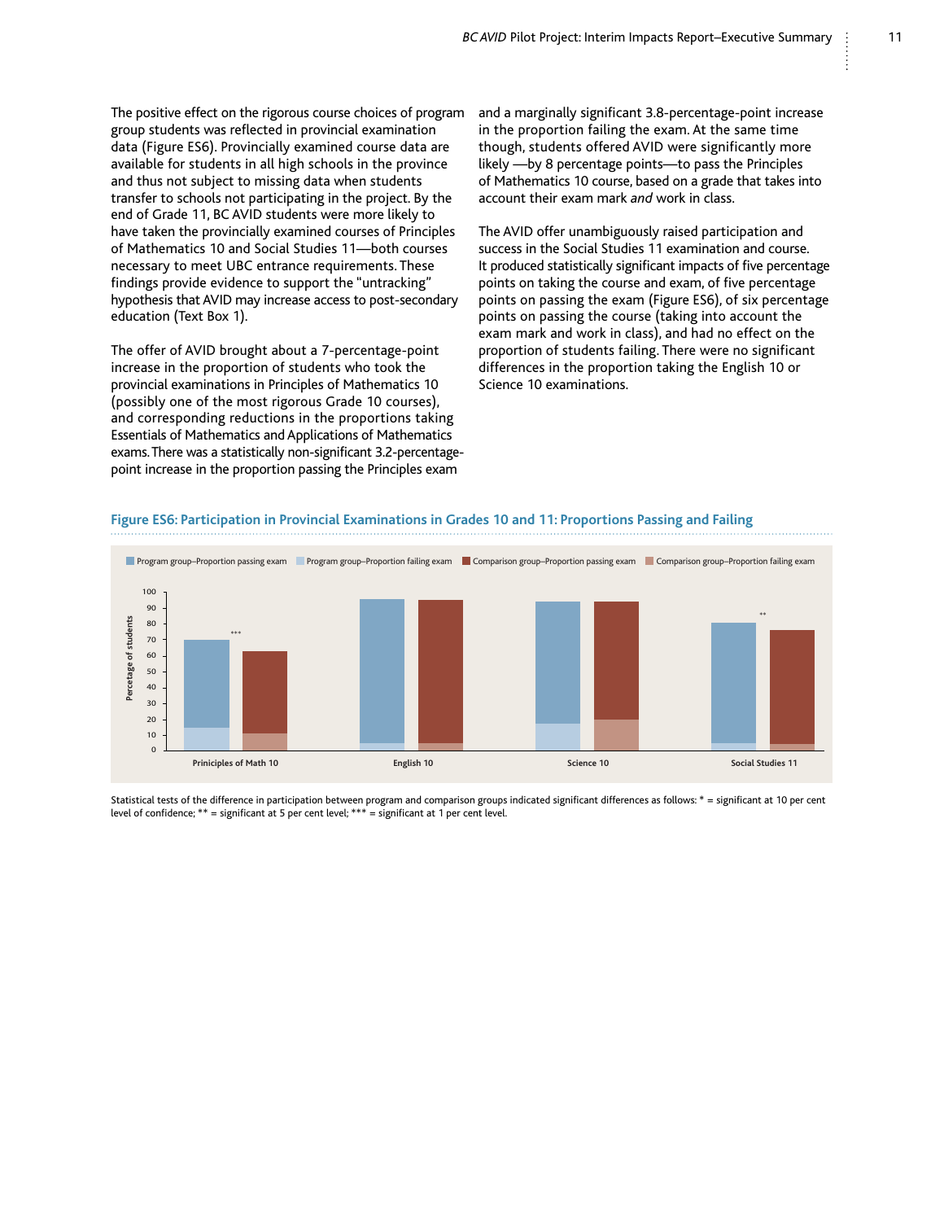The positive effect on the rigorous course choices of program group students was reflected in provincial examination data (Figure ES6). Provincially examined course data are available for students in all high schools in the province and thus not subject to missing data when students transfer to schools not participating in the project. By the end of Grade 11, BC AVID students were more likely to have taken the provincially examined courses of Principles of Mathematics 10 and Social Studies 11—both courses necessary to meet UBC entrance requirements. These findings provide evidence to support the "untracking" hypothesis that AVID may increase access to post-secondary education (Text Box 1).

The offer of AVID brought about a 7-percentage-point increase in the proportion of students who took the provincial examinations in Principles of Mathematics 10 (possibly one of the most rigorous Grade 10 courses), and corresponding reductions in the proportions taking Essentials of Mathematics and Applications of Mathematics exams. There was a statistically non-significant 3.2-percentage-point increase in the proportion passing the Principles exam and a marginally significant 3.8-percentage-point increase in the proportion failing the exam. At the same time though, students offered AVID were significantly more likely —by 8 percentage points—to pass the Principles of Mathematics 10 course, based on a grade that takes into account their exam mark *and* work in class.

The AVID offer unambiguously raised participation and success in the Social Studies 11 examination and course. It produced statistically significant impacts of five percentage points on taking the course and exam, of five percentage points on passing the exam (Figure ES6), of six percentage points on passing the course (taking into account the exam mark and work in class), and had no effect on the proportion of students failing. There were no significant differences in the proportion taking the English 10 or Science 10 examinations.

**Figure ES6: Participation in Provincial Examinations in Grades 10 and 11: Proportions Passing and Failing**

Statistical tests of the difference in participation between program and comparison groups indicated significant differences as follows: * = significant at 10 per cent level of confidence; ** = significant at 5 per cent level; *** = significant at 1 per cent level.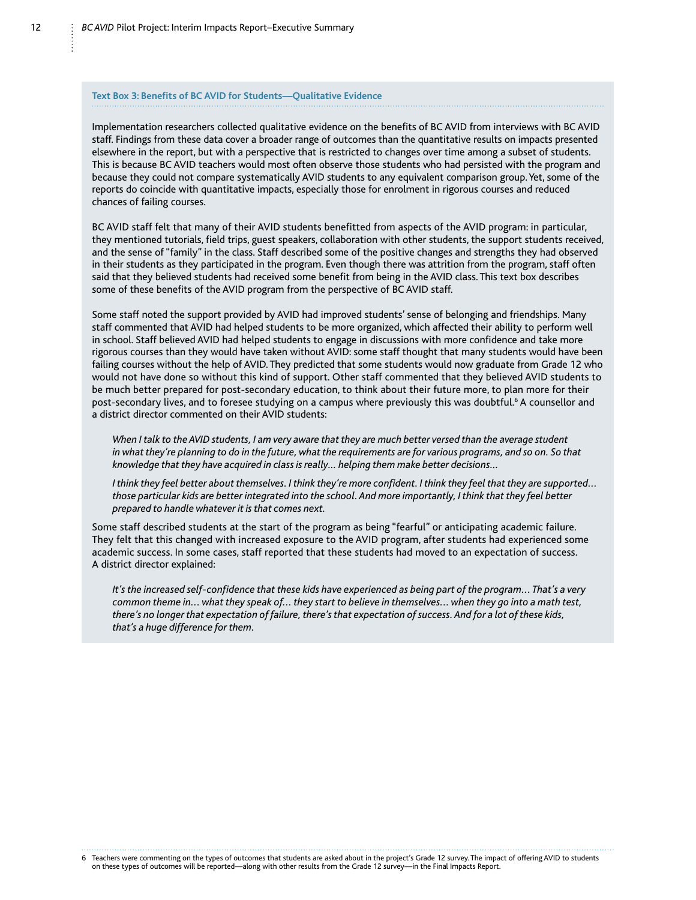### Text Box 3: Benefits of BC AVID for Students—Qualitative Evidence

Implementation researchers collected qualitative evidence on the benefits of BC AVID from interviews with BC AVID staff. Findings from these data cover a broader range of outcomes than the quantitative results on impacts presented elsewhere in the report, but with a perspective that is restricted to changes over time among a subset of students. This is because BC AVID teachers would most often observe those students who had persisted with the program and because they could not compare systematically AVID students to any equivalent comparison group. Yet, some of the reports do coincide with quantitative impacts, especially those for enrolment in rigorous courses and reduced chances of failing courses.

BC AVID staff felt that many of their AVID students benefitted from aspects of the AVID program: in particular, they mentioned tutorials, field trips, guest speakers, collaboration with other students, the support students received, and the sense of "family" in the class. Staff described some of the positive changes and strengths they had observed in their students as they participated in the program. Even though there was attrition from the program, staff often said that they believed students had received some benefit from being in the AVID class. This text box describes some of these benefits of the AVID program from the perspective of BC AVID staff.

Some staff noted the support provided by AVID had improved students' sense of belonging and friendships. Many staff commented that AVID had helped students to be more organized, which affected their ability to perform well in school. Staff believed AVID had helped students to engage in discussions with more confidence and take more rigorous courses than they would have taken without AVID: some staff thought that many students would have been failing courses without the help of AVID. They predicted that some students would now graduate from Grade 12 who would not have done so without this kind of support. Other staff commented that they believed AVID students to be much better prepared for post-secondary education, to think about their future more, to plan more for their post-secondary lives, and to foresee studying on a campus where previously this was doubtful.[6] A counsellor and a district director commented on their AVID students:

> *When I talk to the AVID students, I am very aware that they are much better versed than the average student in what they're planning to do in the future, what the requirements are for various programs, and so on. So that knowledge that they have acquired in class is really… helping them make better decisions…*
>
> *I think they feel better about themselves. I think they're more confident. I think they feel that they are supported… those particular kids are better integrated into the school. And more importantly, I think that they feel better prepared to handle whatever it is that comes next.*

Some staff described students at the start of the program as being "fearful" or anticipating academic failure. They felt that this changed with increased exposure to the AVID program, after students had experienced some academic success. In some cases, staff reported that these students had moved to an expectation of success. A district director explained:

> *It's the increased self-confidence that these kids have experienced as being part of the program… That's a very common theme in… what they speak of… they start to believe in themselves… when they go into a math test, there's no longer that expectation of failure, there's that expectation of success. And for a lot of these kids, that's a huge difference for them.*

---

6 Teachers were commenting on the types of outcomes that students are asked about in the project's Grade 12 survey. The impact of offering AVID to students on these types of outcomes will be reported—along with other results from the Grade 12 survey—in the Final Impacts Report.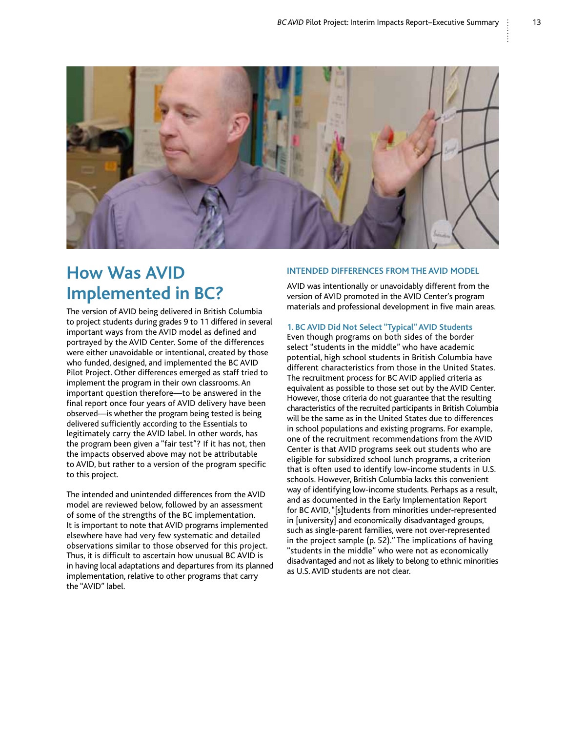# How Was AVID Implemented in BC?

The version of AVID being delivered in British Columbia to project students during grades 9 to 11 differed in several important ways from the AVID model as defined and portrayed by the AVID Center. Some of the differences were either unavoidable or intentional, created by those who funded, designed, and implemented the BC AVID Pilot Project. Other differences emerged as staff tried to implement the program in their own classrooms. An important question therefore—to be answered in the final report once four years of AVID delivery have been observed—is whether the program being tested is being delivered sufficiently according to the Essentials to legitimately carry the AVID label. In other words, has the program been given a "fair test"? If it has not, then the impacts observed above may not be attributable to AVID, but rather to a version of the program specific to this project.

The intended and unintended differences from the AVID model are reviewed below, followed by an assessment of some of the strengths of the BC implementation. It is important to note that AVID programs implemented elsewhere have had very few systematic and detailed observations similar to those observed for this project. Thus, it is difficult to ascertain how unusual BC AVID is in having local adaptations and departures from its planned implementation, relative to other programs that carry the "AVID" label.

## INTENDED DIFFERENCES FROM THE AVID MODEL

AVID was intentionally or unavoidably different from the version of AVID promoted in the AVID Center's program materials and professional development in five main areas.

### 1. BC AVID Did Not Select "Typical" AVID Students

Even though programs on both sides of the border select "students in the middle" who have academic potential, high school students in British Columbia have different characteristics from those in the United States. The recruitment process for BC AVID applied criteria as equivalent as possible to those set out by the AVID Center. However, those criteria do not guarantee that the resulting characteristics of the recruited participants in British Columbia will be the same as in the United States due to differences in school populations and existing programs. For example, one of the recruitment recommendations from the AVID Center is that AVID programs seek out students who are eligible for subsidized school lunch programs, a criterion that is often used to identify low-income students in U.S. schools. However, British Columbia lacks this convenient way of identifying low-income students. Perhaps as a result, and as documented in the Early Implementation Report for BC AVID, "[s]tudents from minorities under-represented in [university] and economically disadvantaged groups, such as single-parent families, were not over-represented in the project sample (p. 52)." The implications of having "students in the middle" who were not as economically disadvantaged and not as likely to belong to ethnic minorities as U.S. AVID students are not clear.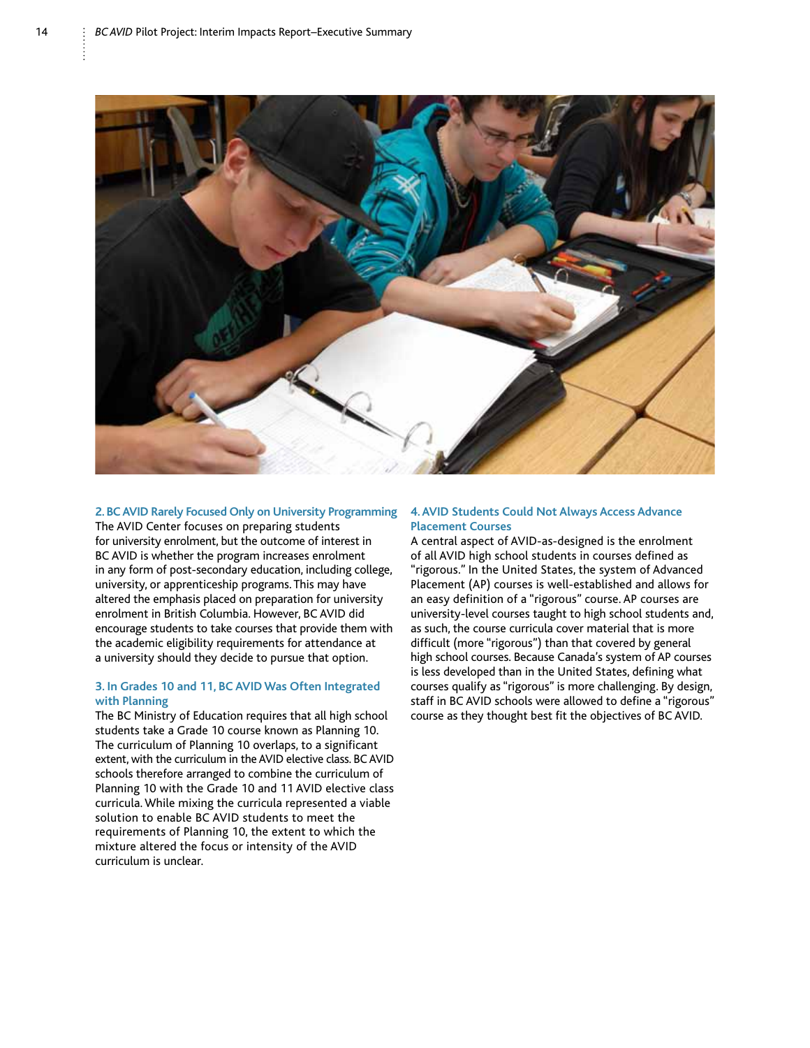### 2. BC AVID Rarely Focused Only on University Programming

The AVID Center focuses on preparing students for university enrolment, but the outcome of interest in BC AVID is whether the program increases enrolment in any form of post-secondary education, including college, university, or apprenticeship programs. This may have altered the emphasis placed on preparation for university enrolment in British Columbia. However, BC AVID did encourage students to take courses that provide them with the academic eligibility requirements for attendance at a university should they decide to pursue that option.

### 3. In Grades 10 and 11, BC AVID Was Often Integrated with Planning

The BC Ministry of Education requires that all high school students take a Grade 10 course known as Planning 10. The curriculum of Planning 10 overlaps, to a significant extent, with the curriculum in the AVID elective class. BC AVID schools therefore arranged to combine the curriculum of Planning 10 with the Grade 10 and 11 AVID elective class curricula. While mixing the curricula represented a viable solution to enable BC AVID students to meet the requirements of Planning 10, the extent to which the mixture altered the focus or intensity of the AVID curriculum is unclear.

### 4. AVID Students Could Not Always Access Advance Placement Courses

A central aspect of AVID-as-designed is the enrolment of all AVID high school students in courses defined as "rigorous." In the United States, the system of Advanced Placement (AP) courses is well-established and allows for an easy definition of a "rigorous" course. AP courses are university-level courses taught to high school students and, as such, the course curricula cover material that is more difficult (more "rigorous") than that covered by general high school courses. Because Canada's system of AP courses is less developed than in the United States, defining what courses qualify as "rigorous" is more challenging. By design, staff in BC AVID schools were allowed to define a "rigorous" course as they thought best fit the objectives of BC AVID.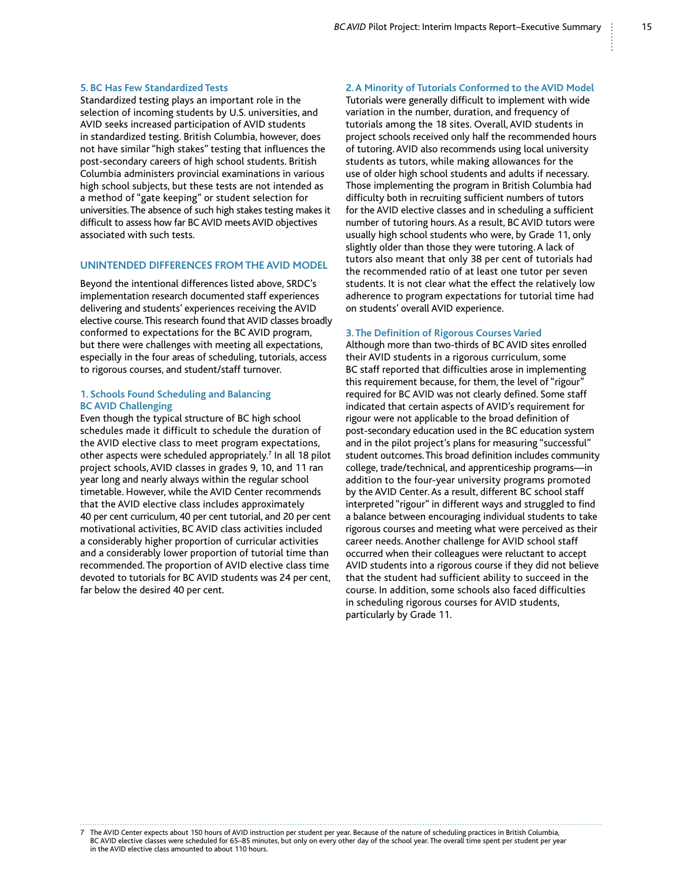### 5. BC Has Few Standardized Tests

Standardized testing plays an important role in the selection of incoming students by U.S. universities, and AVID seeks increased participation of AVID students in standardized testing. British Columbia, however, does not have similar "high stakes" testing that influences the post-secondary careers of high school students. British Columbia administers provincial examinations in various high school subjects, but these tests are not intended as a method of "gate keeping" or student selection for universities. The absence of such high stakes testing makes it difficult to assess how far BC AVID meets AVID objectives associated with such tests.

## UNINTENDED DIFFERENCES FROM THE AVID MODEL

Beyond the intentional differences listed above, SRDC's implementation research documented staff experiences delivering and students' experiences receiving the AVID elective course. This research found that AVID classes broadly conformed to expectations for the BC AVID program, but there were challenges with meeting all expectations, especially in the four areas of scheduling, tutorials, access to rigorous courses, and student/staff turnover.

### 1. Schools Found Scheduling and Balancing BC AVID Challenging

Even though the typical structure of BC high school schedules made it difficult to schedule the duration of the AVID elective class to meet program expectations, other aspects were scheduled appropriately.[7] In all 18 pilot project schools, AVID classes in grades 9, 10, and 11 ran year long and nearly always within the regular school timetable. However, while the AVID Center recommends that the AVID elective class includes approximately 40 per cent curriculum, 40 per cent tutorial, and 20 per cent motivational activities, BC AVID class activities included a considerably higher proportion of curricular activities and a considerably lower proportion of tutorial time than recommended. The proportion of AVID elective class time devoted to tutorials for BC AVID students was 24 per cent, far below the desired 40 per cent.

### 2. A Minority of Tutorials Conformed to the AVID Model

Tutorials were generally difficult to implement with wide variation in the number, duration, and frequency of tutorials among the 18 sites. Overall, AVID students in project schools received only half the recommended hours of tutoring. AVID also recommends using local university students as tutors, while making allowances for the use of older high school students and adults if necessary. Those implementing the program in British Columbia had difficulty both in recruiting sufficient numbers of tutors for the AVID elective classes and in scheduling a sufficient number of tutoring hours. As a result, BC AVID tutors were usually high school students who were, by Grade 11, only slightly older than those they were tutoring. A lack of tutors also meant that only 38 per cent of tutorials had the recommended ratio of at least one tutor per seven students. It is not clear what the effect the relatively low adherence to program expectations for tutorial time had on students' overall AVID experience.

### 3. The Definition of Rigorous Courses Varied

Although more than two-thirds of BC AVID sites enrolled their AVID students in a rigorous curriculum, some BC staff reported that difficulties arose in implementing this requirement because, for them, the level of "rigour" required for BC AVID was not clearly defined. Some staff indicated that certain aspects of AVID's requirement for rigour were not applicable to the broad definition of post-secondary education used in the BC education system and in the pilot project's plans for measuring "successful" student outcomes. This broad definition includes community college, trade/technical, and apprenticeship programs—in addition to the four-year university programs promoted by the AVID Center. As a result, different BC school staff interpreted "rigour" in different ways and struggled to find a balance between encouraging individual students to take rigorous courses and meeting what were perceived as their career needs. Another challenge for AVID school staff occurred when their colleagues were reluctant to accept AVID students into a rigorous course if they did not believe that the student had sufficient ability to succeed in the course. In addition, some schools also faced difficulties in scheduling rigorous courses for AVID students, particularly by Grade 11.

---

7 The AVID Center expects about 150 hours of AVID instruction per student per year. Because of the nature of scheduling practices in British Columbia, BC AVID elective classes were scheduled for 65–85 minutes, but only on every other day of the school year. The overall time spent per student per year in the AVID elective class amounted to about 110 hours.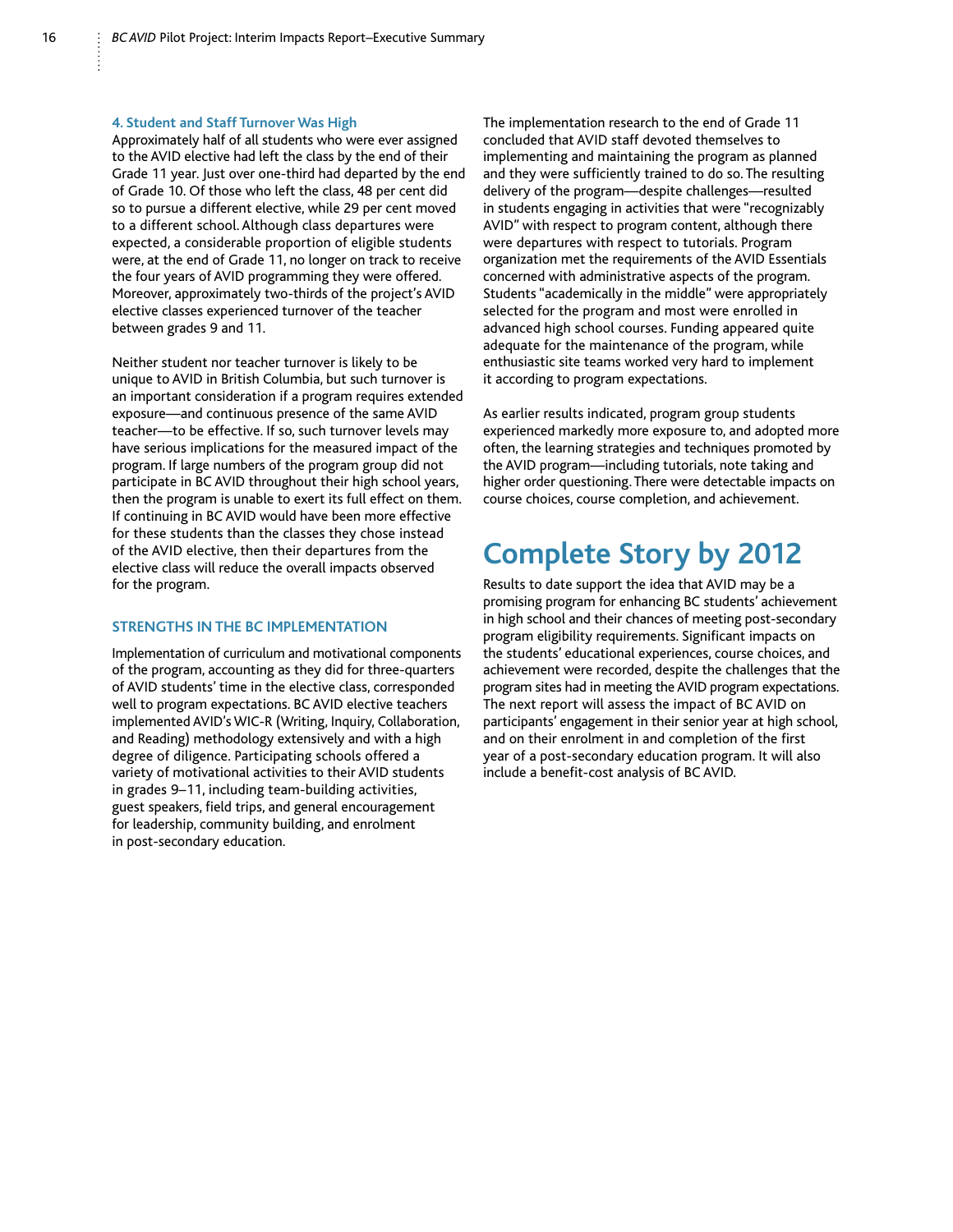### 4. Student and Staff Turnover Was High

Approximately half of all students who were ever assigned to the AVID elective had left the class by the end of their Grade 11 year. Just over one-third had departed by the end of Grade 10. Of those who left the class, 48 per cent did so to pursue a different elective, while 29 per cent moved to a different school. Although class departures were expected, a considerable proportion of eligible students were, at the end of Grade 11, no longer on track to receive the four years of AVID programming they were offered. Moreover, approximately two-thirds of the project's AVID elective classes experienced turnover of the teacher between grades 9 and 11.

Neither student nor teacher turnover is likely to be unique to AVID in British Columbia, but such turnover is an important consideration if a program requires extended exposure—and continuous presence of the same AVID teacher—to be effective. If so, such turnover levels may have serious implications for the measured impact of the program. If large numbers of the program group did not participate in BC AVID throughout their high school years, then the program is unable to exert its full effect on them. If continuing in BC AVID would have been more effective for these students than the classes they chose instead of the AVID elective, then their departures from the elective class will reduce the overall impacts observed for the program.

### STRENGTHS IN THE BC IMPLEMENTATION

Implementation of curriculum and motivational components of the program, accounting as they did for three-quarters of AVID students' time in the elective class, corresponded well to program expectations. BC AVID elective teachers implemented AVID's WIC-R (Writing, Inquiry, Collaboration, and Reading) methodology extensively and with a high degree of diligence. Participating schools offered a variety of motivational activities to their AVID students in grades 9–11, including team-building activities, guest speakers, field trips, and general encouragement for leadership, community building, and enrolment in post-secondary education.

The implementation research to the end of Grade 11 concluded that AVID staff devoted themselves to implementing and maintaining the program as planned and they were sufficiently trained to do so. The resulting delivery of the program—despite challenges—resulted in students engaging in activities that were "recognizably AVID" with respect to program content, although there were departures with respect to tutorials. Program organization met the requirements of the AVID Essentials concerned with administrative aspects of the program. Students "academically in the middle" were appropriately selected for the program and most were enrolled in advanced high school courses. Funding appeared quite adequate for the maintenance of the program, while enthusiastic site teams worked very hard to implement it according to program expectations.

As earlier results indicated, program group students experienced markedly more exposure to, and adopted more often, the learning strategies and techniques promoted by the AVID program—including tutorials, note taking and higher order questioning. There were detectable impacts on course choices, course completion, and achievement.

## Complete Story by 2012

Results to date support the idea that AVID may be a promising program for enhancing BC students' achievement in high school and their chances of meeting post-secondary program eligibility requirements. Significant impacts on the students' educational experiences, course choices, and achievement were recorded, despite the challenges that the program sites had in meeting the AVID program expectations. The next report will assess the impact of BC AVID on participants' engagement in their senior year at high school, and on their enrolment in and completion of the first year of a post-secondary education program. It will also include a benefit-cost analysis of BC AVID.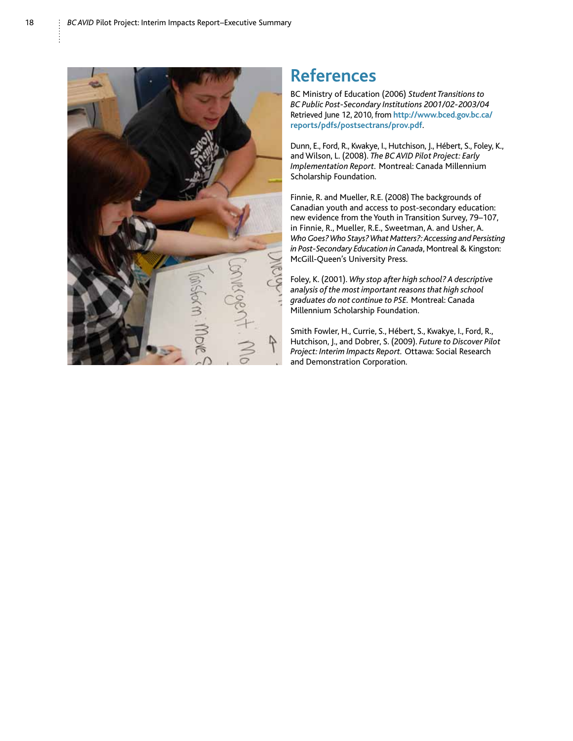# References

BC Ministry of Education (2006) *Student Transitions to BC Public Post-Secondary Institutions 2001/02-2003/04* Retrieved June 12, 2010, from **http://www.bced.gov.bc.ca/reports/pdfs/postsectrans/prov.pdf**.

Dunn, E., Ford, R., Kwakye, I., Hutchison, J., Hébert, S., Foley, K., and Wilson, L. (2008). *The BC AVID Pilot Project: Early Implementation Report*. Montreal: Canada Millennium Scholarship Foundation.

Finnie, R. and Mueller, R.E. (2008) The backgrounds of Canadian youth and access to post-secondary education: new evidence from the Youth in Transition Survey, 79–107, in Finnie, R., Mueller, R.E., Sweetman, A. and Usher, A. *Who Goes? Who Stays? What Matters?: Accessing and Persisting in Post-Secondary Education in Canada*, Montreal & Kingston: McGill-Queen's University Press.

Foley, K. (2001). *Why stop after high school? A descriptive analysis of the most important reasons that high school graduates do not continue to PSE.* Montreal: Canada Millennium Scholarship Foundation.

Smith Fowler, H., Currie, S., Hébert, S., Kwakye, I., Ford, R., Hutchison, J., and Dobrer, S. (2009). *Future to Discover Pilot Project: Interim Impacts Report.* Ottawa: Social Research and Demonstration Corporation.